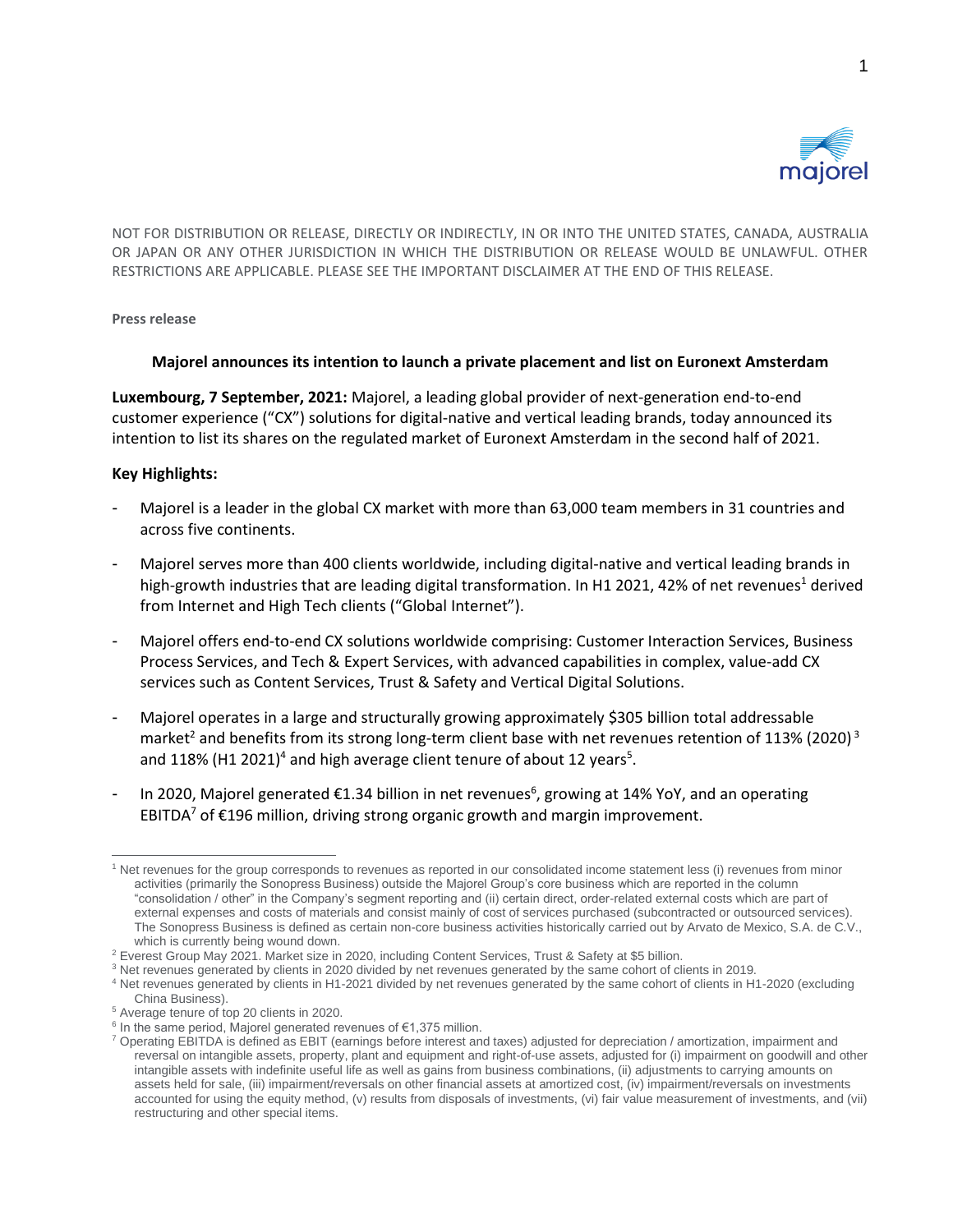NOT FOR DISTRIBUTION OR RELEASE, DIRECTLY OR INDIRECTLY, IN OR INTO THE UNITED STATES, CANADA, AUSTRALIA OR JAPAN OR ANY OTHER JURISDICTION IN WHICH THE DISTRIBUTION OR RELEASE WOULD BE UNLAWFUL. OTHER RESTRICTIONS ARE APPLICABLE. PLEASE SEE THE IMPORTANT DISCLAIMER AT THE END OF THIS RELEASE.

**Press release**

## Majorel announces its intention to launch a private placement and list on Euronext Amsterdam

**Luxembourg, 7 September, 2021:** Majorel, a leading global provider of next-generation end-to-end customer experience ("CX") solutions for digital-native and vertical leading brands, today announced its intention to list its shares on the regulated market of Euronext Amsterdam in the second half of 2021.

**Key Highlights:**

- Majorel is a leader in the global CX market with more than 63,000 team members in 31 countries and across five continents.
- Majorel serves more than 400 clients worldwide, including digital-native and vertical leading brands in high-growth industries that are leading digital transformation. In H1 2021, 42% of net revenues[1] derived from Internet and High Tech clients ("Global Internet").
- Majorel offers end-to-end CX solutions worldwide comprising: Customer Interaction Services, Business Process Services, and Tech & Expert Services, with advanced capabilities in complex, value-add CX services such as Content Services, Trust & Safety and Vertical Digital Solutions.
- Majorel operates in a large and structurally growing approximately $305 billion total addressable market[2] and benefits from its strong long-term client base with net revenues retention of 113% (2020)[3] and 118% (H1 2021)[4] and high average client tenure of about 12 years[5].
- In 2020, Majorel generated €1.34 billion in net revenues[6], growing at 14% YoY, and an operating EBITDA[7] of €196 million, driving strong organic growth and margin improvement.

---

[1] Net revenues for the group corresponds to revenues as reported in our consolidated income statement less (i) revenues from minor activities (primarily the Sonopress Business) outside the Majorel Group's core business which are reported in the column "consolidation / other" in the Company's segment reporting and (ii) certain direct, order-related external costs which are part of external expenses and costs of materials and consist mainly of cost of services purchased (subcontracted or outsourced services). The Sonopress Business is defined as certain non-core business activities historically carried out by Arvato de Mexico, S.A. de C.V., which is currently being wound down.

[2] Everest Group May 2021. Market size in 2020, including Content Services, Trust & Safety at $5 billion.

[3] Net revenues generated by clients in 2020 divided by net revenues generated by the same cohort of clients in 2019.

[4] Net revenues generated by clients in H1-2021 divided by net revenues generated by the same cohort of clients in H1-2020 (excluding China Business).

[5] Average tenure of top 20 clients in 2020.

[6] In the same period, Majorel generated revenues of €1,375 million.

[7] Operating EBITDA is defined as EBIT (earnings before interest and taxes) adjusted for depreciation / amortization, impairment and reversal on intangible assets, property, plant and equipment and right-of-use assets, adjusted for (i) impairment on goodwill and other intangible assets with indefinite useful life as well as gains from business combinations, (ii) adjustments to carrying amounts on assets held for sale, (iii) impairment/reversals on other financial assets at amortized cost, (iv) impairment/reversals on investments accounted for using the equity method, (v) results from disposals of investments, (vi) fair value measurement of investments, and (vii) restructuring and other special items.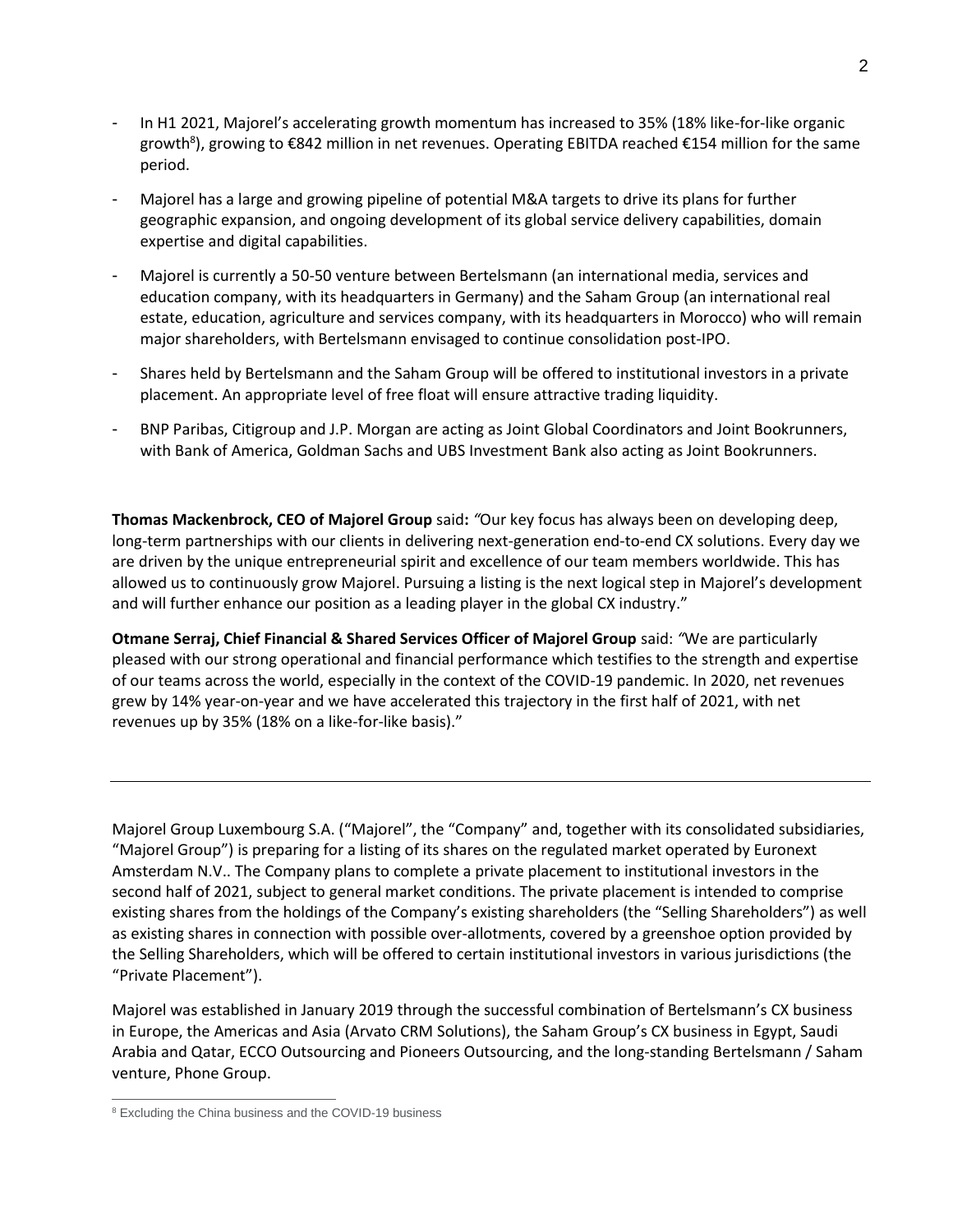- In H1 2021, Majorel's accelerating growth momentum has increased to 35% (18% like-for-like organic growth[8]), growing to €842 million in net revenues. Operating EBITDA reached €154 million for the same period.
- Majorel has a large and growing pipeline of potential M&A targets to drive its plans for further geographic expansion, and ongoing development of its global service delivery capabilities, domain expertise and digital capabilities.
- Majorel is currently a 50-50 venture between Bertelsmann (an international media, services and education company, with its headquarters in Germany) and the Saham Group (an international real estate, education, agriculture and services company, with its headquarters in Morocco) who will remain major shareholders, with Bertelsmann envisaged to continue consolidation post-IPO.
- Shares held by Bertelsmann and the Saham Group will be offered to institutional investors in a private placement. An appropriate level of free float will ensure attractive trading liquidity.
- BNP Paribas, Citigroup and J.P. Morgan are acting as Joint Global Coordinators and Joint Bookrunners, with Bank of America, Goldman Sachs and UBS Investment Bank also acting as Joint Bookrunners.

**Thomas Mackenbrock, CEO of Majorel Group** said**:** *"*Our key focus has always been on developing deep, long-term partnerships with our clients in delivering next-generation end-to-end CX solutions. Every day we are driven by the unique entrepreneurial spirit and excellence of our team members worldwide. This has allowed us to continuously grow Majorel. Pursuing a listing is the next logical step in Majorel's development and will further enhance our position as a leading player in the global CX industry."

**Otmane Serraj, Chief Financial & Shared Services Officer of Majorel Group** said: *"*We are particularly pleased with our strong operational and financial performance which testifies to the strength and expertise of our teams across the world, especially in the context of the COVID-19 pandemic. In 2020, net revenues grew by 14% year-on-year and we have accelerated this trajectory in the first half of 2021, with net revenues up by 35% (18% on a like-for-like basis)."

---

Majorel Group Luxembourg S.A. ("Majorel", the "Company" and, together with its consolidated subsidiaries, "Majorel Group") is preparing for a listing of its shares on the regulated market operated by Euronext Amsterdam N.V.. The Company plans to complete a private placement to institutional investors in the second half of 2021, subject to general market conditions. The private placement is intended to comprise existing shares from the holdings of the Company's existing shareholders (the "Selling Shareholders") as well as existing shares in connection with possible over-allotments, covered by a greenshoe option provided by the Selling Shareholders, which will be offered to certain institutional investors in various jurisdictions (the "Private Placement").

Majorel was established in January 2019 through the successful combination of Bertelsmann's CX business in Europe, the Americas and Asia (Arvato CRM Solutions), the Saham Group's CX business in Egypt, Saudi Arabia and Qatar, ECCO Outsourcing and Pioneers Outsourcing, and the long-standing Bertelsmann / Saham venture, Phone Group.

[8] Excluding the China business and the COVID-19 business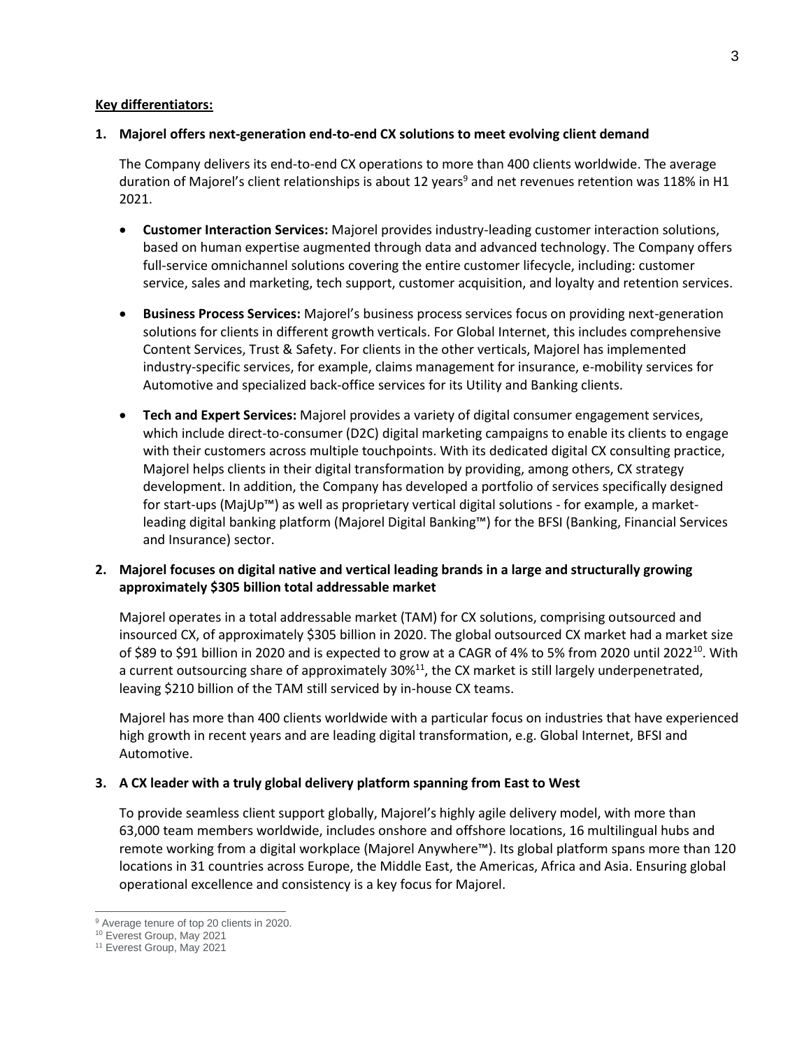**Key differentiators:**

1. **Majorel offers next-generation end-to-end CX solutions to meet evolving client demand**

   The Company delivers its end-to-end CX operations to more than 400 clients worldwide. The average duration of Majorel's client relationships is about 12 years[9] and net revenues retention was 118% in H1 2021.

   - **Customer Interaction Services:** Majorel provides industry-leading customer interaction solutions, based on human expertise augmented through data and advanced technology. The Company offers full-service omnichannel solutions covering the entire customer lifecycle, including: customer service, sales and marketing, tech support, customer acquisition, and loyalty and retention services.

   - **Business Process Services:** Majorel's business process services focus on providing next-generation solutions for clients in different growth verticals. For Global Internet, this includes comprehensive Content Services, Trust & Safety. For clients in the other verticals, Majorel has implemented industry-specific services, for example, claims management for insurance, e-mobility services for Automotive and specialized back-office services for its Utility and Banking clients.

   - **Tech and Expert Services:** Majorel provides a variety of digital consumer engagement services, which include direct-to-consumer (D2C) digital marketing campaigns to enable its clients to engage with their customers across multiple touchpoints. With its dedicated digital CX consulting practice, Majorel helps clients in their digital transformation by providing, among others, CX strategy development. In addition, the Company has developed a portfolio of services specifically designed for start-ups (MajUp™) as well as proprietary vertical digital solutions - for example, a market-leading digital banking platform (Majorel Digital Banking™) for the BFSI (Banking, Financial Services and Insurance) sector.

2. **Majorel focuses on digital native and vertical leading brands in a large and structurally growing approximately $305 billion total addressable market**

   Majorel operates in a total addressable market (TAM) for CX solutions, comprising outsourced and insourced CX, of approximately $305 billion in 2020. The global outsourced CX market had a market size of $89 to $91 billion in 2020 and is expected to grow at a CAGR of 4% to 5% from 2020 until 2022[10]. With a current outsourcing share of approximately 30%[11], the CX market is still largely underpenetrated, leaving $210 billion of the TAM still serviced by in-house CX teams.

   Majorel has more than 400 clients worldwide with a particular focus on industries that have experienced high growth in recent years and are leading digital transformation, e.g. Global Internet, BFSI and Automotive.

3. **A CX leader with a truly global delivery platform spanning from East to West**

   To provide seamless client support globally, Majorel's highly agile delivery model, with more than 63,000 team members worldwide, includes onshore and offshore locations, 16 multilingual hubs and remote working from a digital workplace (Majorel Anywhere™). Its global platform spans more than 120 locations in 31 countries across Europe, the Middle East, the Americas, Africa and Asia. Ensuring global operational excellence and consistency is a key focus for Majorel.

---

[9] Average tenure of top 20 clients in 2020.
[10] Everest Group, May 2021
[11] Everest Group, May 2021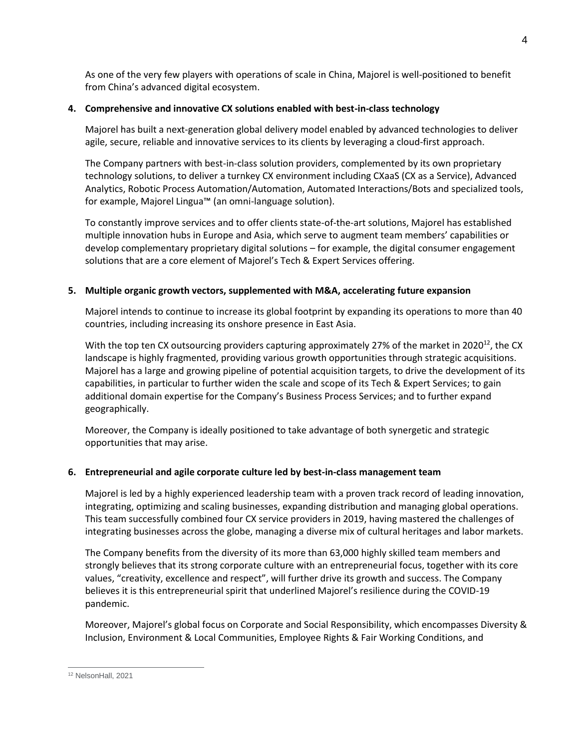As one of the very few players with operations of scale in China, Majorel is well-positioned to benefit from China's advanced digital ecosystem.

**4. Comprehensive and innovative CX solutions enabled with best-in-class technology**

Majorel has built a next-generation global delivery model enabled by advanced technologies to deliver agile, secure, reliable and innovative services to its clients by leveraging a cloud-first approach.

The Company partners with best-in-class solution providers, complemented by its own proprietary technology solutions, to deliver a turnkey CX environment including CXaaS (CX as a Service), Advanced Analytics, Robotic Process Automation/Automation, Automated Interactions/Bots and specialized tools, for example, Majorel Lingua™ (an omni-language solution).

To constantly improve services and to offer clients state-of-the-art solutions, Majorel has established multiple innovation hubs in Europe and Asia, which serve to augment team members' capabilities or develop complementary proprietary digital solutions – for example, the digital consumer engagement solutions that are a core element of Majorel's Tech & Expert Services offering.

**5. Multiple organic growth vectors, supplemented with M&A, accelerating future expansion**

Majorel intends to continue to increase its global footprint by expanding its operations to more than 40 countries, including increasing its onshore presence in East Asia.

With the top ten CX outsourcing providers capturing approximately 27% of the market in 2020[12], the CX landscape is highly fragmented, providing various growth opportunities through strategic acquisitions. Majorel has a large and growing pipeline of potential acquisition targets, to drive the development of its capabilities, in particular to further widen the scale and scope of its Tech & Expert Services; to gain additional domain expertise for the Company's Business Process Services; and to further expand geographically.

Moreover, the Company is ideally positioned to take advantage of both synergetic and strategic opportunities that may arise.

**6. Entrepreneurial and agile corporate culture led by best-in-class management team**

Majorel is led by a highly experienced leadership team with a proven track record of leading innovation, integrating, optimizing and scaling businesses, expanding distribution and managing global operations. This team successfully combined four CX service providers in 2019, having mastered the challenges of integrating businesses across the globe, managing a diverse mix of cultural heritages and labor markets.

The Company benefits from the diversity of its more than 63,000 highly skilled team members and strongly believes that its strong corporate culture with an entrepreneurial focus, together with its core values, "creativity, excellence and respect", will further drive its growth and success. The Company believes it is this entrepreneurial spirit that underlined Majorel's resilience during the COVID-19 pandemic.

Moreover, Majorel's global focus on Corporate and Social Responsibility, which encompasses Diversity & Inclusion, Environment & Local Communities, Employee Rights & Fair Working Conditions, and

[12] NelsonHall, 2021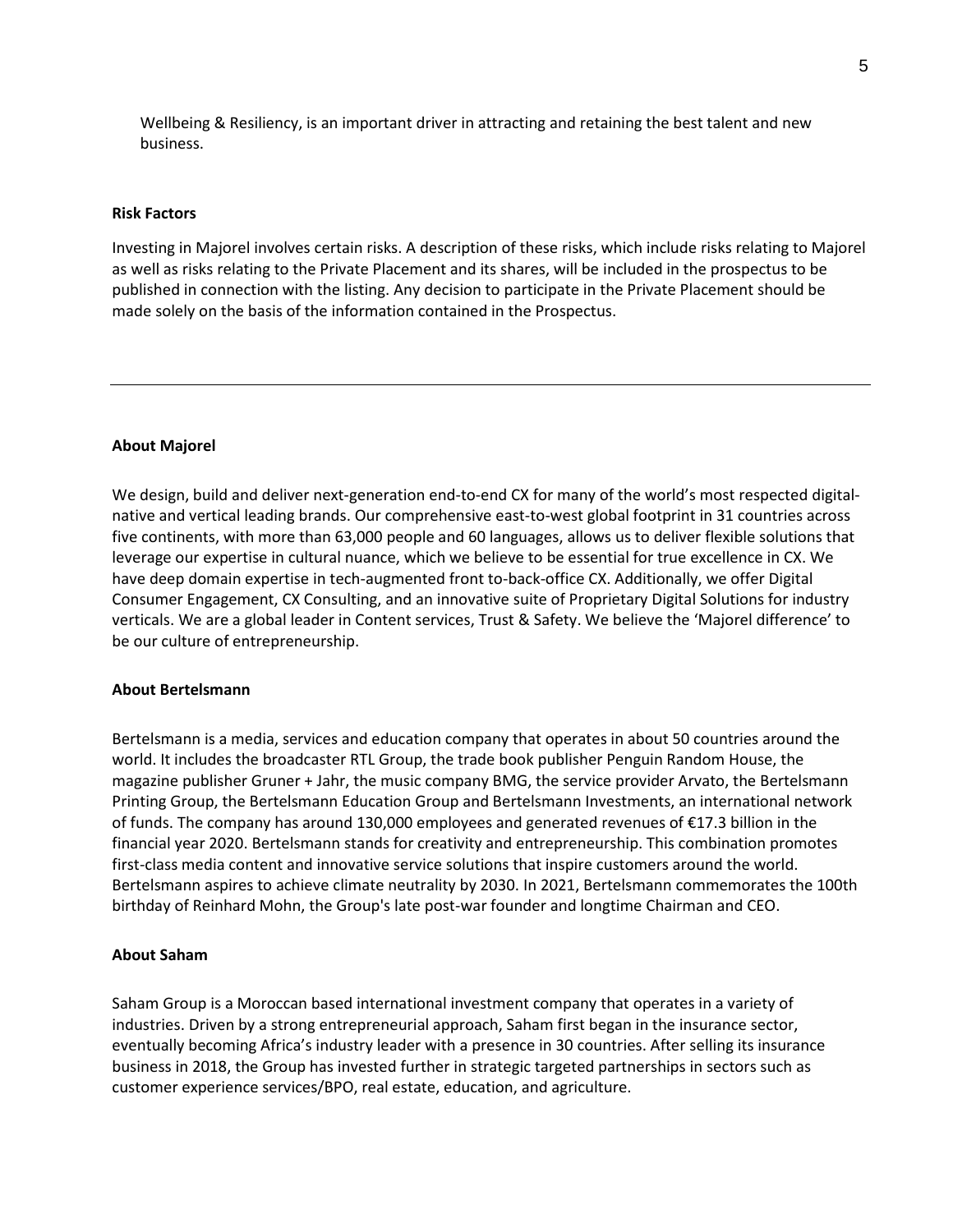Wellbeing & Resiliency, is an important driver in attracting and retaining the best talent and new business.

**Risk Factors**

Investing in Majorel involves certain risks. A description of these risks, which include risks relating to Majorel as well as risks relating to the Private Placement and its shares, will be included in the prospectus to be published in connection with the listing. Any decision to participate in the Private Placement should be made solely on the basis of the information contained in the Prospectus.

---

**About Majorel**

We design, build and deliver next-generation end-to-end CX for many of the world's most respected digital-native and vertical leading brands. Our comprehensive east-to-west global footprint in 31 countries across five continents, with more than 63,000 people and 60 languages, allows us to deliver flexible solutions that leverage our expertise in cultural nuance, which we believe to be essential for true excellence in CX. We have deep domain expertise in tech-augmented front to-back-office CX. Additionally, we offer Digital Consumer Engagement, CX Consulting, and an innovative suite of Proprietary Digital Solutions for industry verticals. We are a global leader in Content services, Trust & Safety. We believe the 'Majorel difference' to be our culture of entrepreneurship.

**About Bertelsmann**

Bertelsmann is a media, services and education company that operates in about 50 countries around the world. It includes the broadcaster RTL Group, the trade book publisher Penguin Random House, the magazine publisher Gruner + Jahr, the music company BMG, the service provider Arvato, the Bertelsmann Printing Group, the Bertelsmann Education Group and Bertelsmann Investments, an international network of funds. The company has around 130,000 employees and generated revenues of €17.3 billion in the financial year 2020. Bertelsmann stands for creativity and entrepreneurship. This combination promotes first-class media content and innovative service solutions that inspire customers around the world. Bertelsmann aspires to achieve climate neutrality by 2030. In 2021, Bertelsmann commemorates the 100th birthday of Reinhard Mohn, the Group's late post-war founder and longtime Chairman and CEO.

**About Saham**

Saham Group is a Moroccan based international investment company that operates in a variety of industries. Driven by a strong entrepreneurial approach, Saham first began in the insurance sector, eventually becoming Africa's industry leader with a presence in 30 countries. After selling its insurance business in 2018, the Group has invested further in strategic targeted partnerships in sectors such as customer experience services/BPO, real estate, education, and agriculture.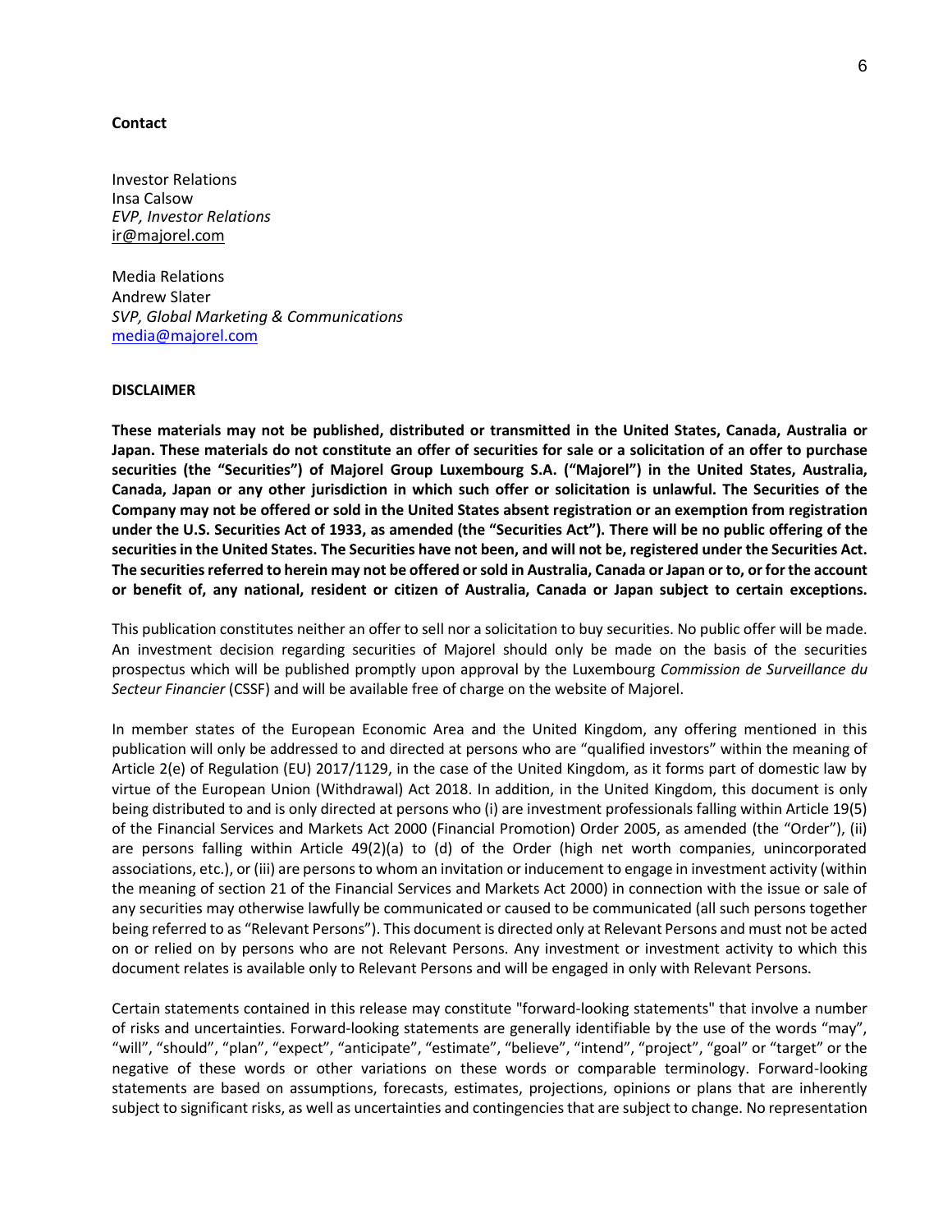**Contact**

Investor Relations  
Insa Calsow  
*EVP, Investor Relations*  
ir@majorel.com

Media Relations  
Andrew Slater  
*SVP, Global Marketing & Communications*  
media@majorel.com

**DISCLAIMER**

**These materials may not be published, distributed or transmitted in the United States, Canada, Australia or Japan. These materials do not constitute an offer of securities for sale or a solicitation of an offer to purchase securities (the "Securities") of Majorel Group Luxembourg S.A. ("Majorel") in the United States, Australia, Canada, Japan or any other jurisdiction in which such offer or solicitation is unlawful. The Securities of the Company may not be offered or sold in the United States absent registration or an exemption from registration under the U.S. Securities Act of 1933, as amended (the "Securities Act"). There will be no public offering of the securities in the United States. The Securities have not been, and will not be, registered under the Securities Act. The securities referred to herein may not be offered or sold in Australia, Canada or Japan or to, or for the account or benefit of, any national, resident or citizen of Australia, Canada or Japan subject to certain exceptions.**

This publication constitutes neither an offer to sell nor a solicitation to buy securities. No public offer will be made. An investment decision regarding securities of Majorel should only be made on the basis of the securities prospectus which will be published promptly upon approval by the Luxembourg *Commission de Surveillance du Secteur Financier* (CSSF) and will be available free of charge on the website of Majorel.

In member states of the European Economic Area and the United Kingdom, any offering mentioned in this publication will only be addressed to and directed at persons who are "qualified investors" within the meaning of Article 2(e) of Regulation (EU) 2017/1129, in the case of the United Kingdom, as it forms part of domestic law by virtue of the European Union (Withdrawal) Act 2018. In addition, in the United Kingdom, this document is only being distributed to and is only directed at persons who (i) are investment professionals falling within Article 19(5) of the Financial Services and Markets Act 2000 (Financial Promotion) Order 2005, as amended (the "Order"), (ii) are persons falling within Article 49(2)(a) to (d) of the Order (high net worth companies, unincorporated associations, etc.), or (iii) are persons to whom an invitation or inducement to engage in investment activity (within the meaning of section 21 of the Financial Services and Markets Act 2000) in connection with the issue or sale of any securities may otherwise lawfully be communicated or caused to be communicated (all such persons together being referred to as "Relevant Persons"). This document is directed only at Relevant Persons and must not be acted on or relied on by persons who are not Relevant Persons. Any investment or investment activity to which this document relates is available only to Relevant Persons and will be engaged in only with Relevant Persons.

Certain statements contained in this release may constitute "forward-looking statements" that involve a number of risks and uncertainties. Forward-looking statements are generally identifiable by the use of the words "may", "will", "should", "plan", "expect", "anticipate", "estimate", "believe", "intend", "project", "goal" or "target" or the negative of these words or other variations on these words or comparable terminology. Forward-looking statements are based on assumptions, forecasts, estimates, projections, opinions or plans that are inherently subject to significant risks, as well as uncertainties and contingencies that are subject to change. No representation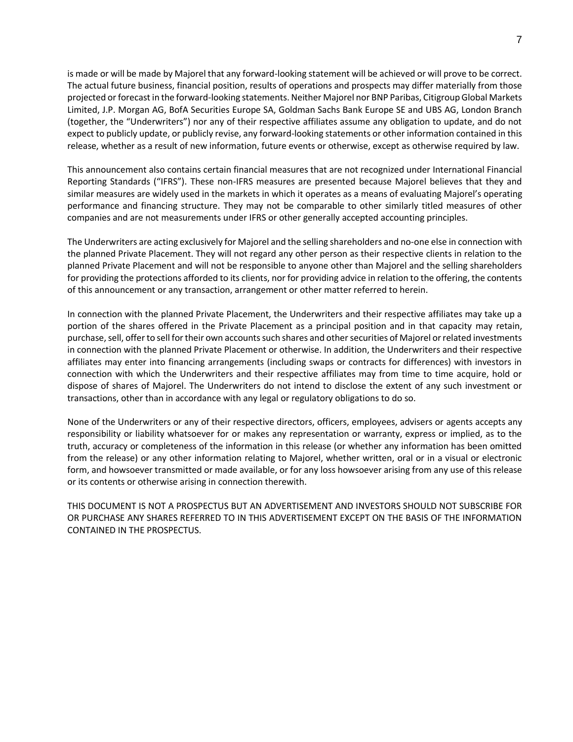is made or will be made by Majorel that any forward-looking statement will be achieved or will prove to be correct. The actual future business, financial position, results of operations and prospects may differ materially from those projected or forecast in the forward-looking statements. Neither Majorel nor BNP Paribas, Citigroup Global Markets Limited, J.P. Morgan AG, BofA Securities Europe SA, Goldman Sachs Bank Europe SE and UBS AG, London Branch (together, the "Underwriters") nor any of their respective affiliates assume any obligation to update, and do not expect to publicly update, or publicly revise, any forward-looking statements or other information contained in this release, whether as a result of new information, future events or otherwise, except as otherwise required by law.

This announcement also contains certain financial measures that are not recognized under International Financial Reporting Standards ("IFRS"). These non-IFRS measures are presented because Majorel believes that they and similar measures are widely used in the markets in which it operates as a means of evaluating Majorel's operating performance and financing structure. They may not be comparable to other similarly titled measures of other companies and are not measurements under IFRS or other generally accepted accounting principles.

The Underwriters are acting exclusively for Majorel and the selling shareholders and no-one else in connection with the planned Private Placement. They will not regard any other person as their respective clients in relation to the planned Private Placement and will not be responsible to anyone other than Majorel and the selling shareholders for providing the protections afforded to its clients, nor for providing advice in relation to the offering, the contents of this announcement or any transaction, arrangement or other matter referred to herein.

In connection with the planned Private Placement, the Underwriters and their respective affiliates may take up a portion of the shares offered in the Private Placement as a principal position and in that capacity may retain, purchase, sell, offer to sell for their own accounts such shares and other securities of Majorel or related investments in connection with the planned Private Placement or otherwise. In addition, the Underwriters and their respective affiliates may enter into financing arrangements (including swaps or contracts for differences) with investors in connection with which the Underwriters and their respective affiliates may from time to time acquire, hold or dispose of shares of Majorel. The Underwriters do not intend to disclose the extent of any such investment or transactions, other than in accordance with any legal or regulatory obligations to do so.

None of the Underwriters or any of their respective directors, officers, employees, advisers or agents accepts any responsibility or liability whatsoever for or makes any representation or warranty, express or implied, as to the truth, accuracy or completeness of the information in this release (or whether any information has been omitted from the release) or any other information relating to Majorel, whether written, oral or in a visual or electronic form, and howsoever transmitted or made available, or for any loss howsoever arising from any use of this release or its contents or otherwise arising in connection therewith.

THIS DOCUMENT IS NOT A PROSPECTUS BUT AN ADVERTISEMENT AND INVESTORS SHOULD NOT SUBSCRIBE FOR OR PURCHASE ANY SHARES REFERRED TO IN THIS ADVERTISEMENT EXCEPT ON THE BASIS OF THE INFORMATION CONTAINED IN THE PROSPECTUS.